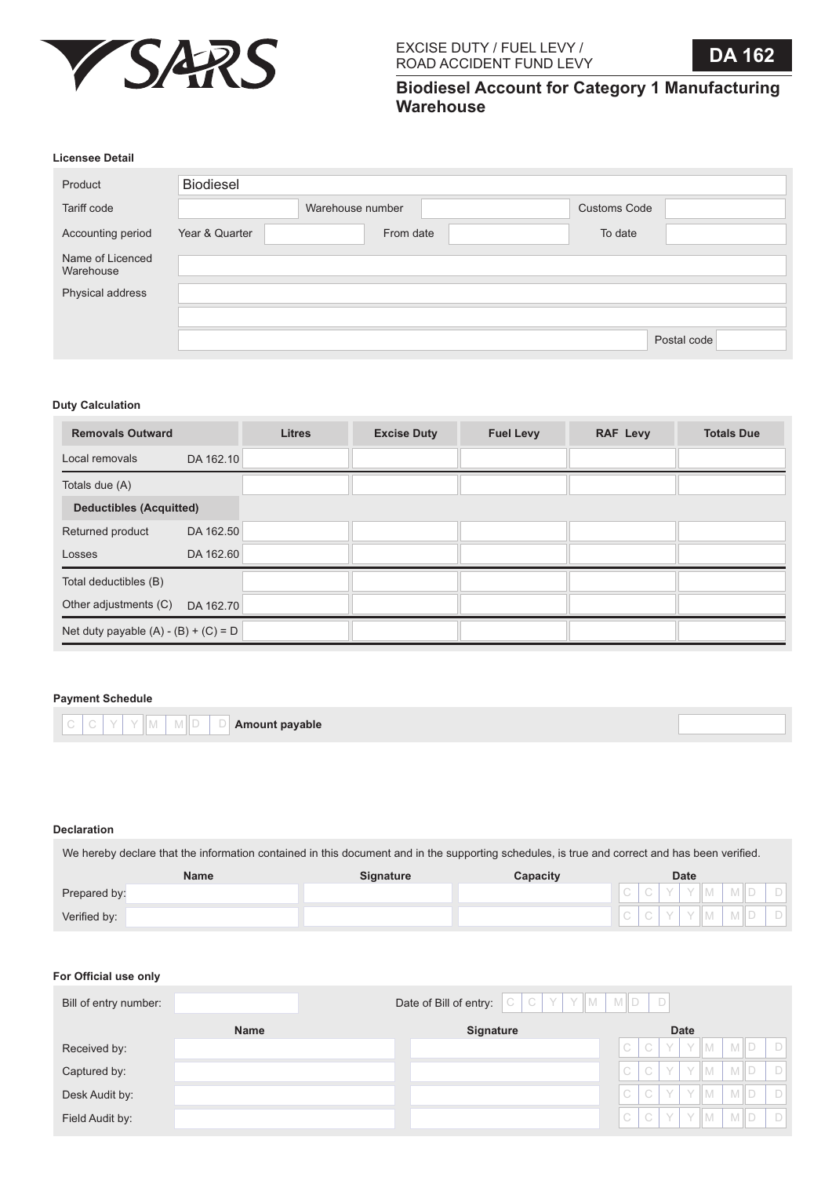SARS

EXCISE DUTY / FUEL LEVY / ROAD ACCIDENT FUND LEVY

# DA 162

## Biodiesel Account for Category 1 Manufacturing Warehouse

### Licensee Detail

| | | | | | |
|---|---|---|---|---|---|
| Product | Biodiesel | | | | |
| Tariff code | | Warehouse number | | Customs Code | |
| Accounting period | Year & Quarter | From date | | To date | |
| Name of Licenced Warehouse | | | | | |
| Physical address | | | | | |
| | | | | | |
| | | | | Postal code | |

### Duty Calculation

| Removals Outward | | Litres | Excise Duty | Fuel Levy | RAF Levy | Totals Due |
|---|---|---|---|---|---|---|
| Local removals | DA 162.10 | | | | | |
| Totals due (A) | | | | | | |
| **Deductibles (Acquitted)** | | | | | | |
| Returned product | DA 162.50 | | | | | |
| Losses | DA 162.60 | | | | | |
| Total deductibles (B) | | | | | | |
| Other adjustments (C) | DA 162.70 | | | | | |
| Net duty payable (A) - (B) + (C) = D | | | | | | |

### Payment Schedule

| Date | | |
|---|---|---|
| C C Y Y M M D D | **Amount payable** | |

### Declaration

We hereby declare that the information contained in this document and in the supporting schedules, is true and correct and has been verified.

| | Name | Signature | Capacity | Date |
|---|---|---|---|---|
| Prepared by: | | | | C C Y Y M M D D |
| Verified by: | | | | C C Y Y M M D D |

### For Official use only

| | | | |
|---|---|---|---|
| Bill of entry number: | | Date of Bill of entry: | C C Y Y M M D D |

| | Name | Signature | Date |
|---|---|---|---|
| Received by: | | | C C Y Y M M D D |
| Captured by: | | | C C Y Y M M D D |
| Desk Audit by: | | | C C Y Y M M D D |
| Field Audit by: | | | C C Y Y M M D D |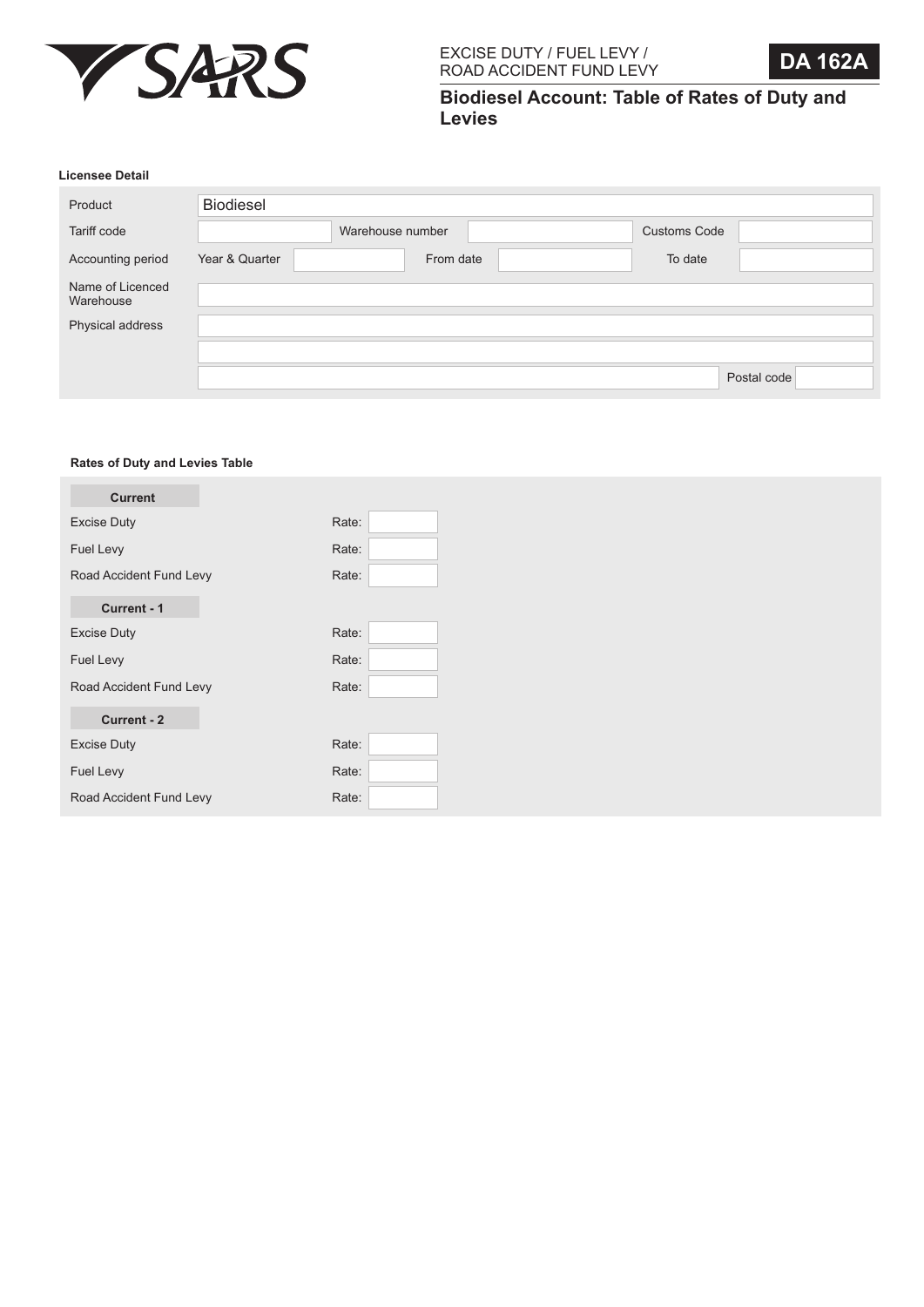SARS

EXCISE DUTY / FUEL LEVY / ROAD ACCIDENT FUND LEVY

**DA 162A**

## Biodiesel Account: Table of Rates of Duty and Levies

### Licensee Detail

| | | | | | |
|---|---|---|---|---|---|
| Product | Biodiesel | | | | |
| Tariff code | | Warehouse number | | Customs Code | |
| Accounting period | Year & Quarter | | From date | | To date |
| Name of Licenced Warehouse | | | | | |
| Physical address | | | | | |
| | | | | | |
| | | | | Postal code | |

### Rates of Duty and Levies Table

| | |
|---|---|
| **Current** | |
| Excise Duty | Rate: |
| Fuel Levy | Rate: |
| Road Accident Fund Levy | Rate: |
| **Current - 1** | |
| Excise Duty | Rate: |
| Fuel Levy | Rate: |
| Road Accident Fund Levy | Rate: |
| **Current - 2** | |
| Excise Duty | Rate: |
| Fuel Levy | Rate: |
| Road Accident Fund Levy | Rate: |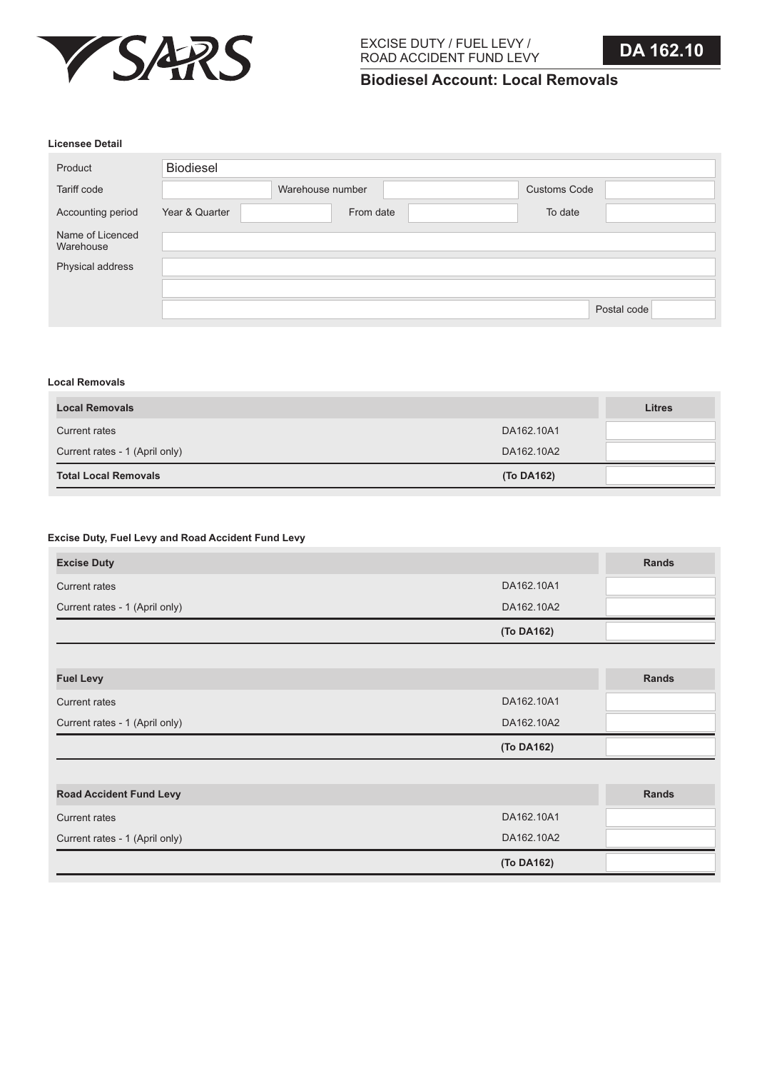SARS

EXCISE DUTY / FUEL LEVY / ROAD ACCIDENT FUND LEVY

# DA 162.10

## Biodiesel Account: Local Removals

### Licensee Detail

| | | | | | |
|---|---|---|---|---|---|
| Product | Biodiesel | | | | |
| Tariff code | | Warehouse number | | Customs Code | |
| Accounting period | Year & Quarter | | From date | | To date |
| Name of Licenced Warehouse | | | | | |
| Physical address | | | | | |
| | | | | | |
| | | | | Postal code | |

### Local Removals

| Local Removals | | Litres |
|---|---|---|
| Current rates | DA162.10A1 | |
| Current rates - 1 (April only) | DA162.10A2 | |
| **Total Local Removals** | **(To DA162)** | |

### Excise Duty, Fuel Levy and Road Accident Fund Levy

| Excise Duty | | Rands |
|---|---|---|
| Current rates | DA162.10A1 | |
| Current rates - 1 (April only) | DA162.10A2 | |
| | **(To DA162)** | |

| Fuel Levy | | Rands |
|---|---|---|
| Current rates | DA162.10A1 | |
| Current rates - 1 (April only) | DA162.10A2 | |
| | **(To DA162)** | |

| Road Accident Fund Levy | | Rands |
|---|---|---|
| Current rates | DA162.10A1 | |
| Current rates - 1 (April only) | DA162.10A2 | |
| | **(To DA162)** | |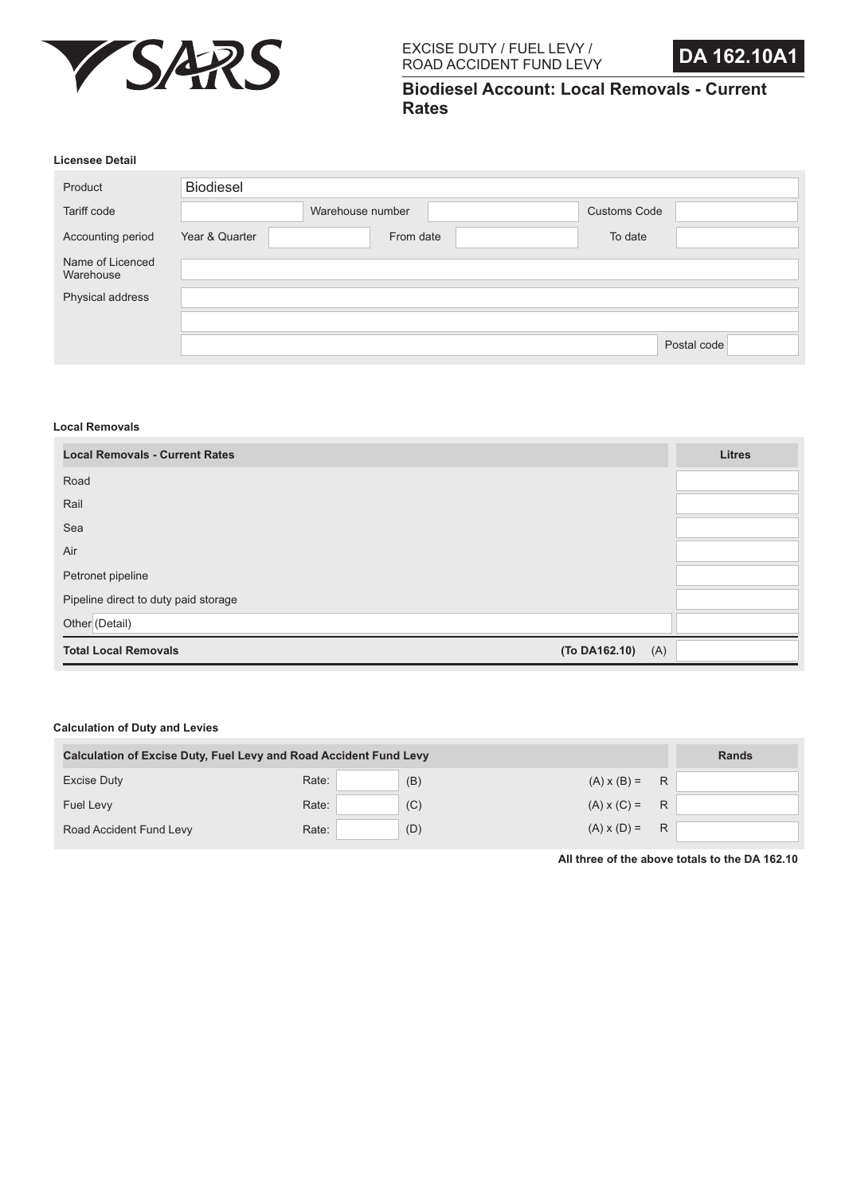EXCISE DUTY / FUEL LEVY / ROAD ACCIDENT FUND LEVY

**DA 162.10A1**

# Biodiesel Account: Local Removals - Current Rates

### Licensee Detail

| | | | | | |
|---|---|---|---|---|---|
| Product | Biodiesel | | | | |
| Tariff code | | Warehouse number | | Customs Code | |
| Accounting period | Year & Quarter | | From date | | To date |
| Name of Licenced Warehouse | | | | | |
| Physical address | | | | | |
| | | | | | |
| | | | | Postal code | |

### Local Removals

| Local Removals - Current Rates | | Litres |
|---|---|---|
| Road | | |
| Rail | | |
| Sea | | |
| Air | | |
| Petronet pipeline | | |
| Pipeline direct to duty paid storage | | |
| Other (Detail) | | |
| **Total Local Removals** | **(To DA162.10)** (A) | |

### Calculation of Duty and Levies

| Calculation of Excise Duty, Fuel Levy and Road Accident Fund Levy | | | | Rands |
|---|---|---|---|---|
| Excise Duty | Rate: | (B) | (A) x (B) = R | |
| Fuel Levy | Rate: | (C) | (A) x (C) = R | |
| Road Accident Fund Levy | Rate: | (D) | (A) x (D) = R | |

**All three of the above totals to the DA 162.10**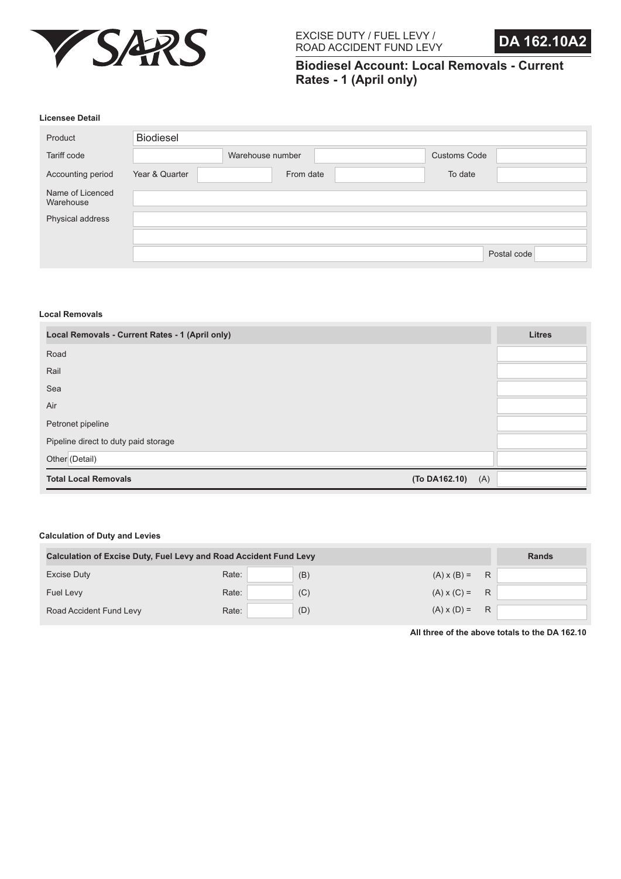SARS

EXCISE DUTY / FUEL LEVY / ROAD ACCIDENT FUND LEVY

**DA 162.10A2**

## Biodiesel Account: Local Removals - Current Rates - 1 (April only)

### Licensee Detail

| | | | | | |
|---|---|---|---|---|---|
| Product | Biodiesel | | | | |
| Tariff code | | Warehouse number | | Customs Code | |
| Accounting period | Year & Quarter | | From date | | To date |
| Name of Licenced Warehouse | | | | | |
| Physical address | | | | | |
| | | | | | |
| | | | | Postal code | |

### Local Removals

| Local Removals - Current Rates - 1 (April only) | | Litres |
|---|---|---|
| Road | | |
| Rail | | |
| Sea | | |
| Air | | |
| Petronet pipeline | | |
| Pipeline direct to duty paid storage | | |
| Other (Detail) | | |
| **Total Local Removals** | **(To DA162.10)** (A) | |

### Calculation of Duty and Levies

| Calculation of Excise Duty, Fuel Levy and Road Accident Fund Levy | | | | Rands |
|---|---|---|---|---|
| Excise Duty | Rate: | (B) | (A) x (B) = R | |
| Fuel Levy | Rate: | (C) | (A) x (C) = R | |
| Road Accident Fund Levy | Rate: | (D) | (A) x (D) = R | |

**All three of the above totals to the DA 162.10**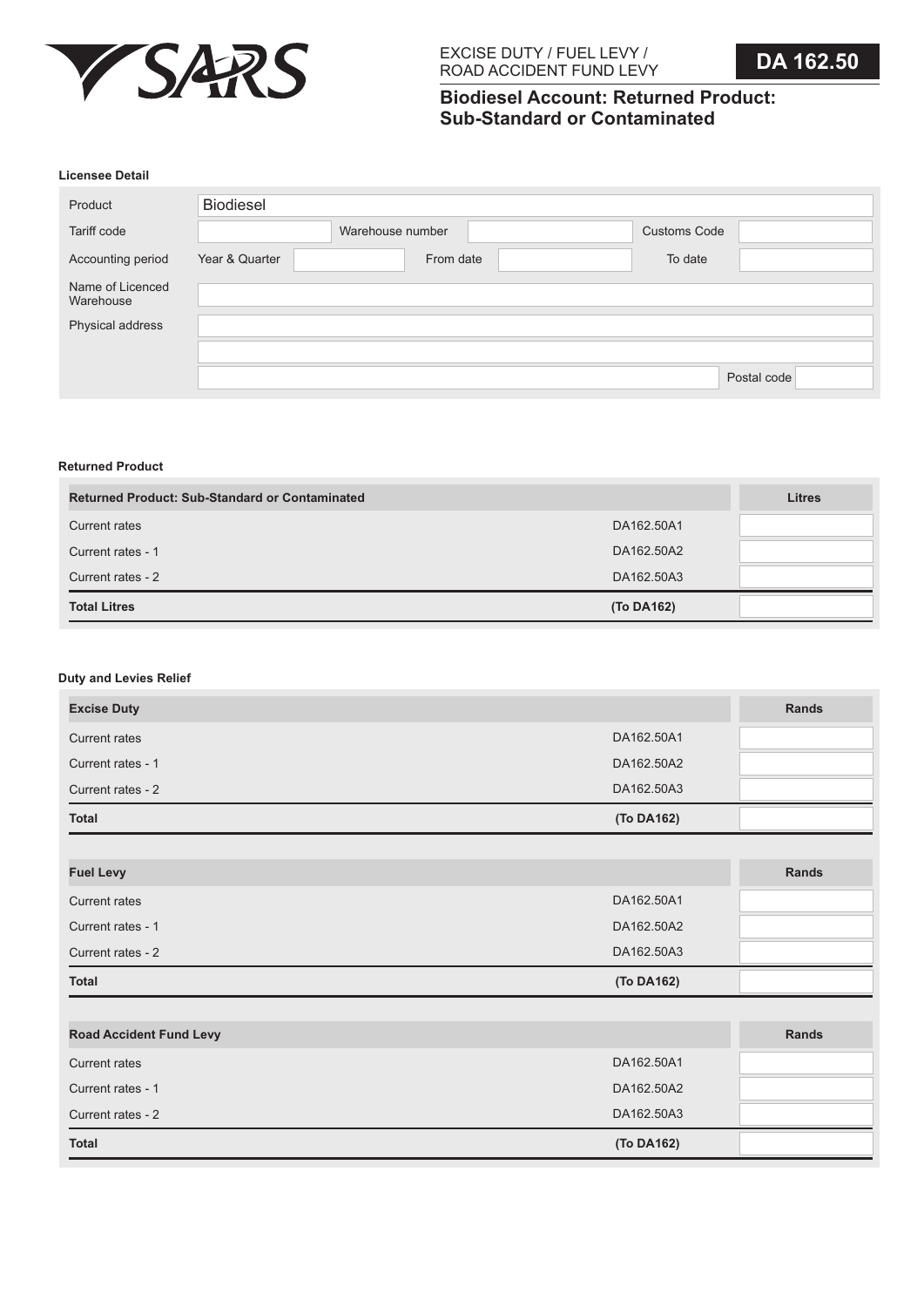EXCISE DUTY / FUEL LEVY / ROAD ACCIDENT FUND LEVY

**DA 162.50**

# Biodiesel Account: Returned Product: Sub-Standard or Contaminated

### Licensee Detail

| | | | | | |
|---|---|---|---|---|---|
| Product | Biodiesel | | | | |
| Tariff code | | Warehouse number | | Customs Code | |
| Accounting period | Year & Quarter | | From date | | To date |
| Name of Licenced Warehouse | | | | | |
| Physical address | | | | | |
| | | | | | |
| | | | | Postal code | |

### Returned Product

| Returned Product: Sub-Standard or Contaminated | | Litres |
|---|---|---|
| Current rates | DA162.50A1 | |
| Current rates - 1 | DA162.50A2 | |
| Current rates - 2 | DA162.50A3 | |
| **Total Litres** | **(To DA162)** | |

### Duty and Levies Relief

| Excise Duty | | Rands |
|---|---|---|
| Current rates | DA162.50A1 | |
| Current rates - 1 | DA162.50A2 | |
| Current rates - 2 | DA162.50A3 | |
| **Total** | **(To DA162)** | |

| Fuel Levy | | Rands |
|---|---|---|
| Current rates | DA162.50A1 | |
| Current rates - 1 | DA162.50A2 | |
| Current rates - 2 | DA162.50A3 | |
| **Total** | **(To DA162)** | |

| Road Accident Fund Levy | | Rands |
|---|---|---|
| Current rates | DA162.50A1 | |
| Current rates - 1 | DA162.50A2 | |
| Current rates - 2 | DA162.50A3 | |
| **Total** | **(To DA162)** | |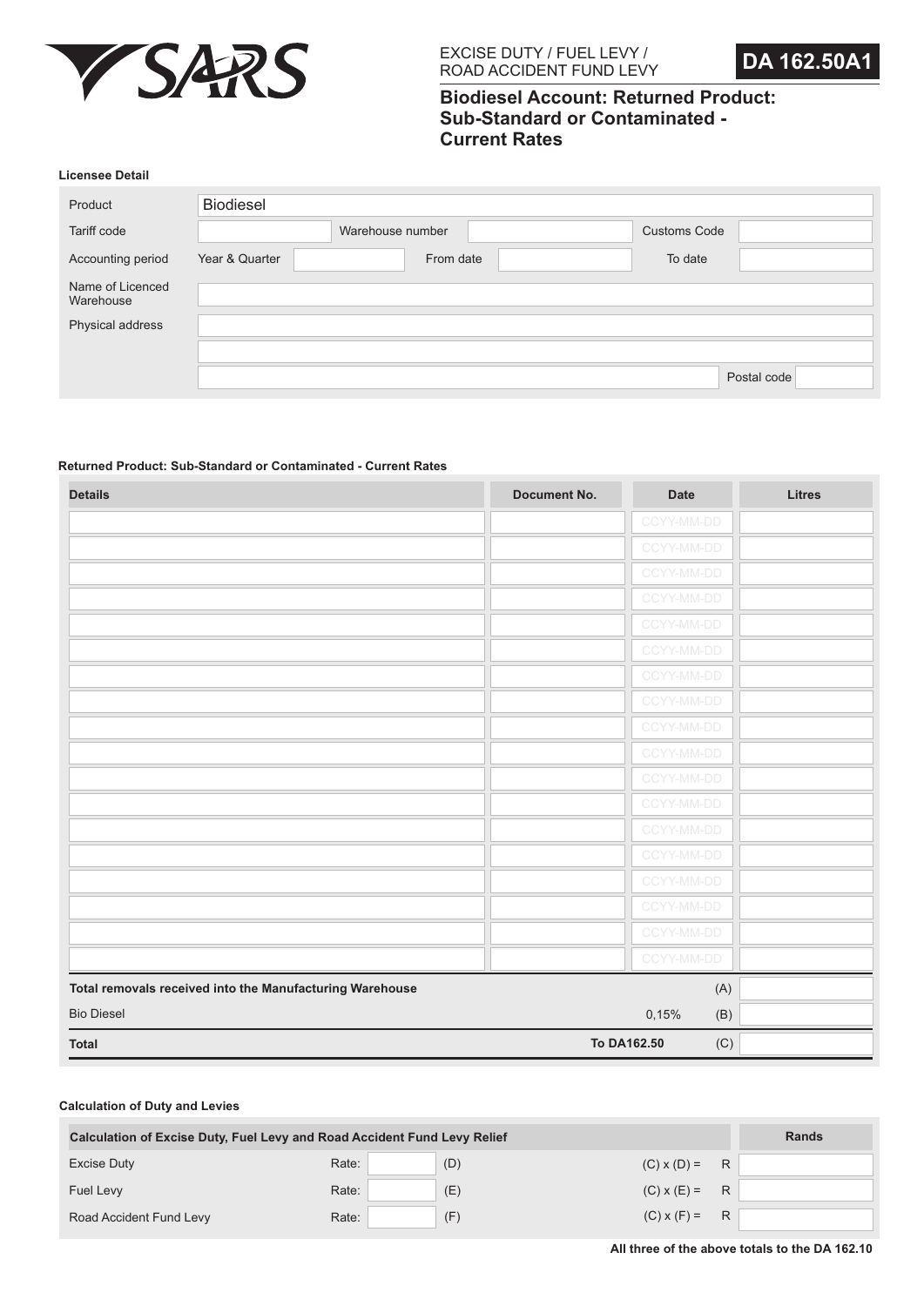SARS

EXCISE DUTY / FUEL LEVY / ROAD ACCIDENT FUND LEVY

**DA 162.50A1**

# Biodiesel Account: Returned Product: Sub-Standard or Contaminated - Current Rates

### Licensee Detail

| | | | | | |
|---|---|---|---|---|---|
| Product | Biodiesel | | | | |
| Tariff code | | Warehouse number | | Customs Code | |
| Accounting period | Year & Quarter | | From date | | To date |
| Name of Licenced Warehouse | | | | | |
| Physical address | | | | | |
| | | | | | |
| | | | | Postal code | |

### Returned Product: Sub-Standard or Contaminated - Current Rates

| Details | Document No. | Date | Litres |
|---|---|---|---|
| | | CCYY-MM-DD | |
| | | CCYY-MM-DD | |
| | | CCYY-MM-DD | |
| | | CCYY-MM-DD | |
| | | CCYY-MM-DD | |
| | | CCYY-MM-DD | |
| | | CCYY-MM-DD | |
| | | CCYY-MM-DD | |
| | | CCYY-MM-DD | |
| | | CCYY-MM-DD | |
| | | CCYY-MM-DD | |
| | | CCYY-MM-DD | |
| | | CCYY-MM-DD | |
| | | CCYY-MM-DD | |
| | | CCYY-MM-DD | |
| | | CCYY-MM-DD | |
| | | CCYY-MM-DD | |
| | | CCYY-MM-DD | |
| **Total removals received into the Manufacturing Warehouse** | | (A) | |
| Bio Diesel | 0,15% | (B) | |
| **Total** | **To DA162.50** | (C) | |

### Calculation of Duty and Levies

| Calculation of Excise Duty, Fuel Levy and Road Accident Fund Levy Relief | | | | | Rands |
|---|---|---|---|---|---|
| Excise Duty | Rate: | | (D) | (C) x (D) = | R |
| Fuel Levy | Rate: | | (E) | (C) x (E) = | R |
| Road Accident Fund Levy | Rate: | | (F) | (C) x (F) = | R |

**All three of the above totals to the DA 162.10**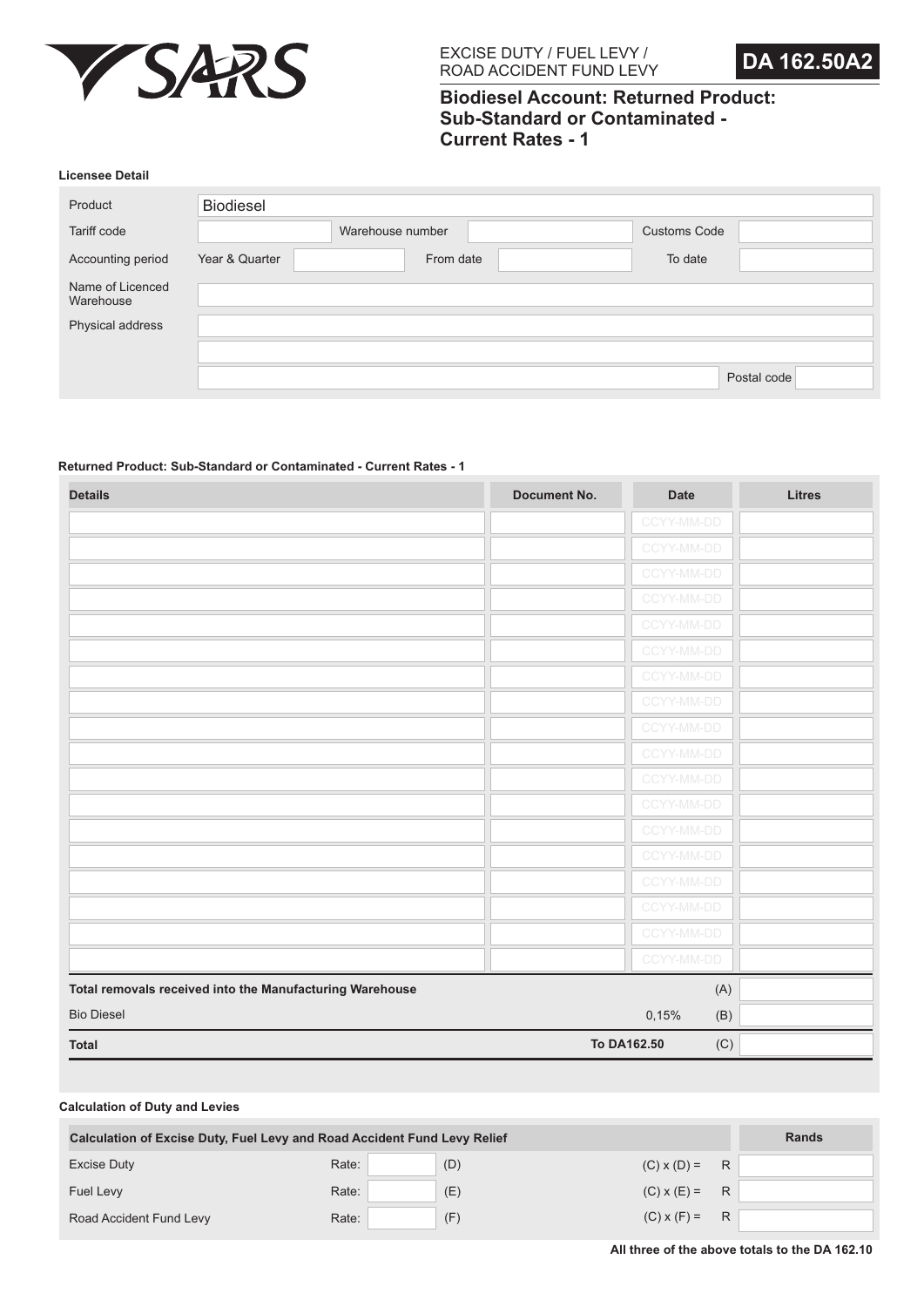SARS

EXCISE DUTY / FUEL LEVY / ROAD ACCIDENT FUND LEVY

**DA 162.50A2**

## Biodiesel Account: Returned Product: Sub-Standard or Contaminated - Current Rates - 1

### Licensee Detail

| | | | | | |
|---|---|---|---|---|---|
| Product | Biodiesel | | | | |
| Tariff code | | Warehouse number | | Customs Code | |
| Accounting period | Year & Quarter | | From date | | To date |
| Name of Licenced Warehouse | | | | | |
| Physical address | | | | | |
| | | | | | |
| | | | | Postal code | |

### Returned Product: Sub-Standard or Contaminated - Current Rates - 1

| Details | Document No. | Date | Litres |
|---|---|---|---|
| | | CCYY-MM-DD | |
| | | CCYY-MM-DD | |
| | | CCYY-MM-DD | |
| | | CCYY-MM-DD | |
| | | CCYY-MM-DD | |
| | | CCYY-MM-DD | |
| | | CCYY-MM-DD | |
| | | CCYY-MM-DD | |
| | | CCYY-MM-DD | |
| | | CCYY-MM-DD | |
| | | CCYY-MM-DD | |
| | | CCYY-MM-DD | |
| | | CCYY-MM-DD | |
| | | CCYY-MM-DD | |
| | | CCYY-MM-DD | |
| | | CCYY-MM-DD | |
| | | CCYY-MM-DD | |
| | | CCYY-MM-DD | |
| **Total removals received into the Manufacturing Warehouse** | | (A) | |
| Bio Diesel | | 0,15% (B) | |
| **Total** | **To DA162.50** | (C) | |

### Calculation of Duty and Levies

| Calculation of Excise Duty, Fuel Levy and Road Accident Fund Levy Relief | | | | | Rands |
|---|---|---|---|---|---|
| Excise Duty | Rate: | | (D) | (C) x (D) = R | |
| Fuel Levy | Rate: | | (E) | (C) x (E) = R | |
| Road Accident Fund Levy | Rate: | | (F) | (C) x (F) = R | |

**All three of the above totals to the DA 162.10**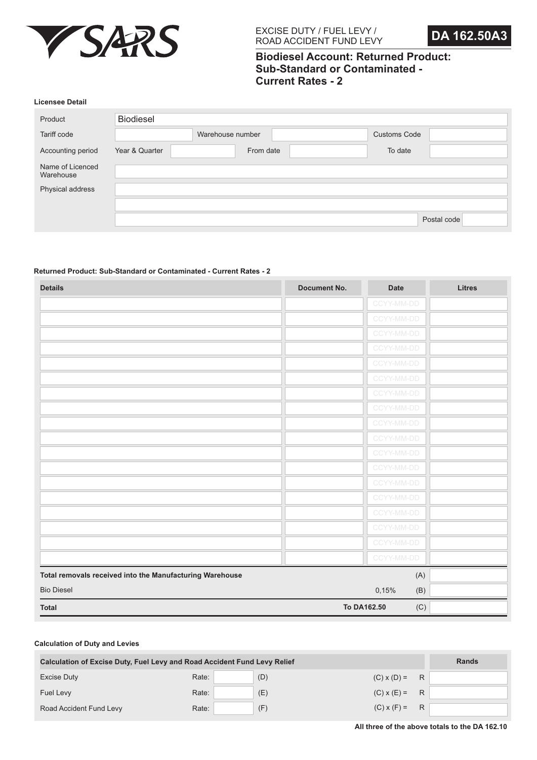SARS

EXCISE DUTY / FUEL LEVY / ROAD ACCIDENT FUND LEVY

**DA 162.50A3**

# Biodiesel Account: Returned Product: Sub-Standard or Contaminated - Current Rates - 2

### Licensee Detail

| | | | | | |
|---|---|---|---|---|---|
| Product | Biodiesel | | | | |
| Tariff code | | Warehouse number | | Customs Code | |
| Accounting period | Year & Quarter | | From date | To date | |
| Name of Licenced Warehouse | | | | | |
| Physical address | | | | | |
| | | | | | |
| | | | | Postal code | |

### Returned Product: Sub-Standard or Contaminated - Current Rates - 2

| Details | Document No. | Date | Litres |
|---|---|---|---|
| | | CCYY-MM-DD | |
| | | CCYY-MM-DD | |
| | | CCYY-MM-DD | |
| | | CCYY-MM-DD | |
| | | CCYY-MM-DD | |
| | | CCYY-MM-DD | |
| | | CCYY-MM-DD | |
| | | CCYY-MM-DD | |
| | | CCYY-MM-DD | |
| | | CCYY-MM-DD | |
| | | CCYY-MM-DD | |
| | | CCYY-MM-DD | |
| | | CCYY-MM-DD | |
| | | CCYY-MM-DD | |
| | | CCYY-MM-DD | |
| | | CCYY-MM-DD | |
| | | CCYY-MM-DD | |
| | | CCYY-MM-DD | |
| **Total removals received into the Manufacturing Warehouse** | | (A) | |
| Bio Diesel | 0,15% | (B) | |
| **Total** | **To DA162.50** | (C) | |

### Calculation of Duty and Levies

| Calculation of Excise Duty, Fuel Levy and Road Accident Fund Levy Relief | | | | | Rands |
|---|---|---|---|---|---|
| Excise Duty | Rate: | | (D) | (C) x (D) = | R |
| Fuel Levy | Rate: | | (E) | (C) x (E) = | R |
| Road Accident Fund Levy | Rate: | | (F) | (C) x (F) = | R |

**All three of the above totals to the DA 162.10**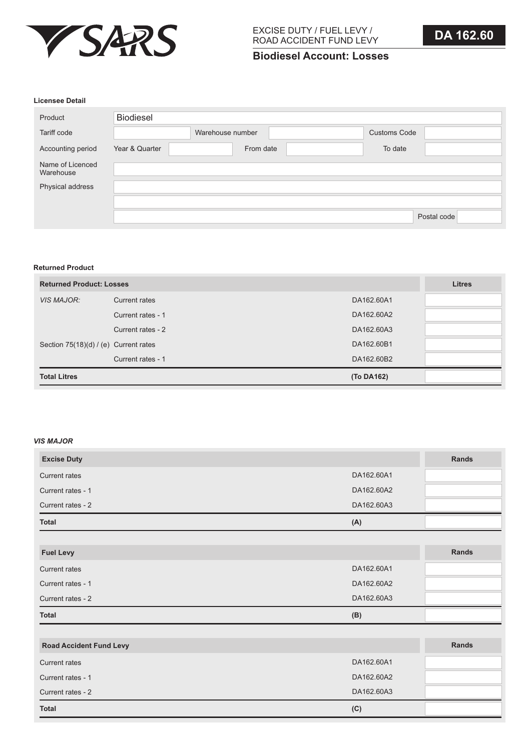SARS

EXCISE DUTY / FUEL LEVY / ROAD ACCIDENT FUND LEVY

**DA 162.60**

## Biodiesel Account: Losses

**Licensee Detail**

| | | | | | |
|---|---|---|---|---|---|
| Product | Biodiesel | | | | |
| Tariff code | | Warehouse number | | Customs Code | |
| Accounting period | Year & Quarter | | From date | | To date |
| Name of Licenced Warehouse | | | | | |
| Physical address | | | | | |
| | | | | | |
| | | | | Postal code | |

**Returned Product**

| Returned Product: Losses | | | Litres |
|---|---|---|---|
| *VIS MAJOR:* | Current rates | DA162.60A1 | |
| | Current rates - 1 | DA162.60A2 | |
| | Current rates - 2 | DA162.60A3 | |
| Section 75(18)(d) / (e) | Current rates | DA162.60B1 | |
| | Current rates - 1 | DA162.60B2 | |
| **Total Litres** | | **(To DA162)** | |

***VIS MAJOR***

| Excise Duty | | Rands |
|---|---|---|
| Current rates | DA162.60A1 | |
| Current rates - 1 | DA162.60A2 | |
| Current rates - 2 | DA162.60A3 | |
| **Total** | **(A)** | |

| Fuel Levy | | Rands |
|---|---|---|
| Current rates | DA162.60A1 | |
| Current rates - 1 | DA162.60A2 | |
| Current rates - 2 | DA162.60A3 | |
| **Total** | **(B)** | |

| Road Accident Fund Levy | | Rands |
|---|---|---|
| Current rates | DA162.60A1 | |
| Current rates - 1 | DA162.60A2 | |
| Current rates - 2 | DA162.60A3 | |
| **Total** | **(C)** | |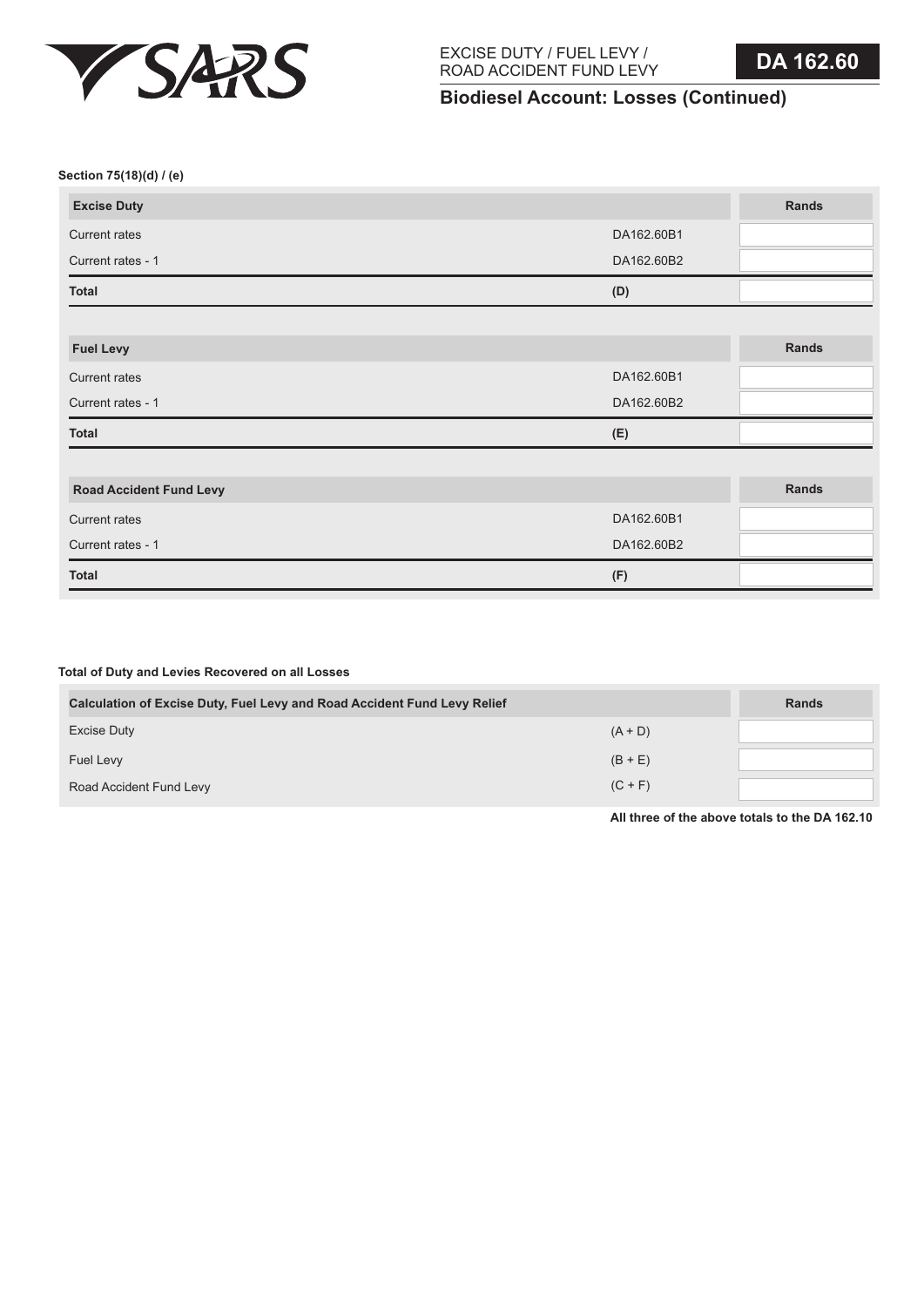EXCISE DUTY / FUEL LEVY / ROAD ACCIDENT FUND LEVY

**DA 162.60**

## Biodiesel Account: Losses (Continued)

**Section 75(18)(d) / (e)**

| Excise Duty | | Rands |
|---|---|---|
| Current rates | DA162.60B1 | |
| Current rates - 1 | DA162.60B2 | |
| **Total** | **(D)** | |

| Fuel Levy | | Rands |
|---|---|---|
| Current rates | DA162.60B1 | |
| Current rates - 1 | DA162.60B2 | |
| **Total** | **(E)** | |

| Road Accident Fund Levy | | Rands |
|---|---|---|
| Current rates | DA162.60B1 | |
| Current rates - 1 | DA162.60B2 | |
| **Total** | **(F)** | |

**Total of Duty and Levies Recovered on all Losses**

| Calculation of Excise Duty, Fuel Levy and Road Accident Fund Levy Relief | | Rands |
|---|---|---|
| Excise Duty | (A + D) | |
| Fuel Levy | (B + E) | |
| Road Accident Fund Levy | (C + F) | |

**All three of the above totals to the DA 162.10**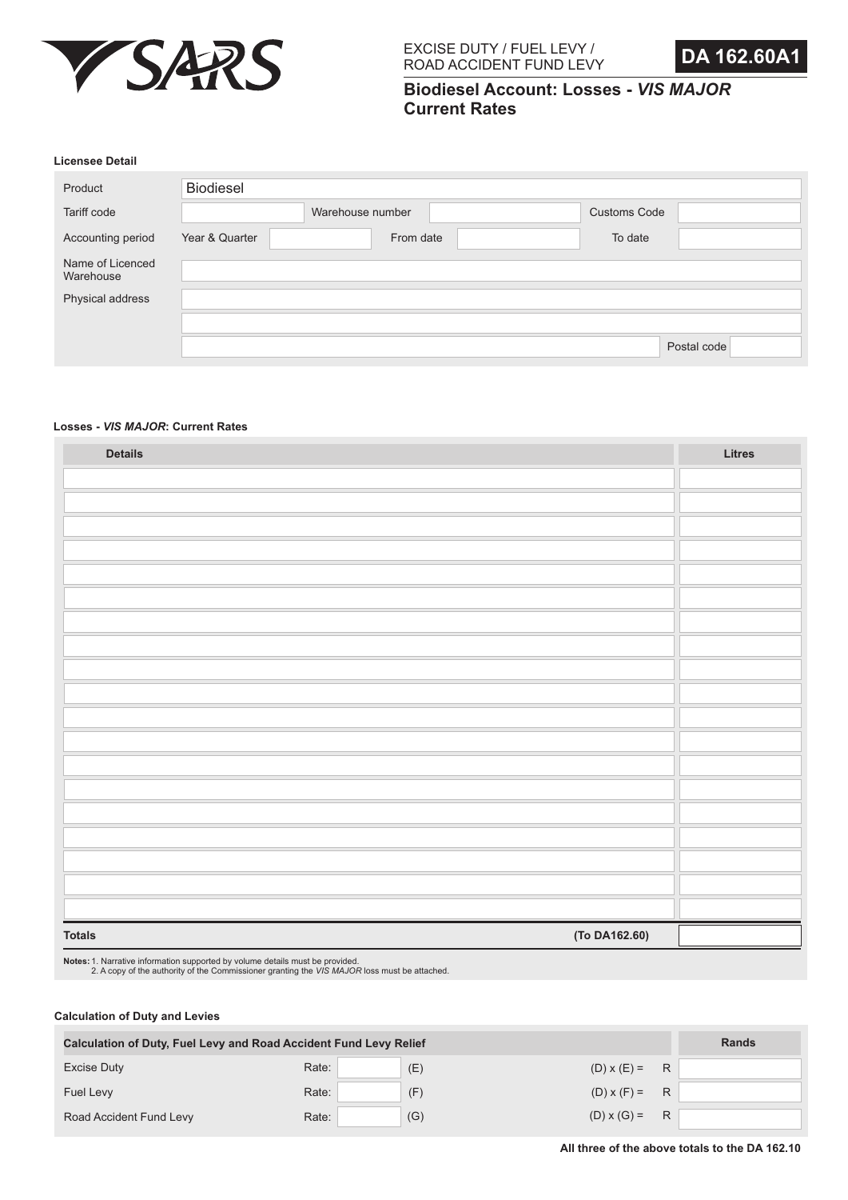SARS

EXCISE DUTY / FUEL LEVY / ROAD ACCIDENT FUND LEVY

**DA 162.60A1**

## Biodiesel Account: Losses - *VIS MAJOR* Current Rates

### Licensee Detail

| | | | | | |
|---|---|---|---|---|---|
| Product | Biodiesel | | | | |
| Tariff code | | Warehouse number | | Customs Code | |
| Accounting period | Year & Quarter | | From date | | To date |
| Name of Licenced Warehouse | | | | | |
| Physical address | | | | | |
| | | | | | |
| | | | | Postal code | |

### Losses - *VIS MAJOR*: Current Rates

| Details | Litres |
|---|---|
| | |
| | |
| | |
| | |
| | |
| | |
| | |
| | |
| | |
| | |
| | |
| | |
| | |
| | |
| | |
| | |
| | |
| | |
| | |
| **Totals** (To DA162.60) | |

**Notes:** 1. Narrative information supported by volume details must be provided.
2. A copy of the authority of the Commissioner granting the *VIS MAJOR* loss must be attached.

### Calculation of Duty and Levies

| Calculation of Duty, Fuel Levy and Road Accident Fund Levy Relief | | | | | Rands |
|---|---|---|---|---|---|
| Excise Duty | Rate: | | (E) | (D) x (E) = R | |
| Fuel Levy | Rate: | | (F) | (D) x (F) = R | |
| Road Accident Fund Levy | Rate: | | (G) | (D) x (G) = R | |

**All three of the above totals to the DA 162.10**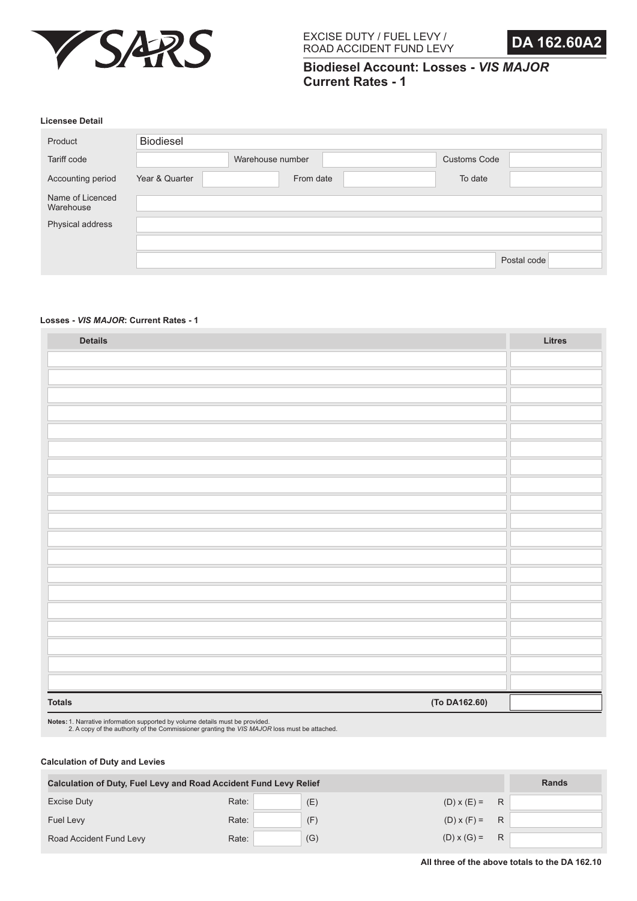SARS

EXCISE DUTY / FUEL LEVY / ROAD ACCIDENT FUND LEVY

**DA 162.60A2**

# Biodiesel Account: Losses - *VIS MAJOR* Current Rates - 1

### Licensee Detail

| | | | | | |
|---|---|---|---|---|---|
| Product | Biodiesel | | | | |
| Tariff code | | Warehouse number | | Customs Code | |
| Accounting period | Year & Quarter | | From date | | To date |
| Name of Licenced Warehouse | | | | | |
| Physical address | | | | | |
| | | | | | |
| | | | | Postal code | |

### Losses - *VIS MAJOR*: Current Rates - 1

| Details | Litres |
|---|---|
| | |
| | |
| | |
| | |
| | |
| | |
| | |
| | |
| | |
| | |
| | |
| | |
| | |
| | |
| | |
| | |
| | |
| | |
| | |
| **Totals** (To DA162.60) | |

**Notes:** 1. Narrative information supported by volume details must be provided.
2. A copy of the authority of the Commissioner granting the *VIS MAJOR* loss must be attached.

### Calculation of Duty and Levies

| Calculation of Duty, Fuel Levy and Road Accident Fund Levy Relief | | | | | Rands |
|---|---|---|---|---|---|
| Excise Duty | Rate: | | (E) | (D) x (E) = R | |
| Fuel Levy | Rate: | | (F) | (D) x (F) = R | |
| Road Accident Fund Levy | Rate: | | (G) | (D) x (G) = R | |

**All three of the above totals to the DA 162.10**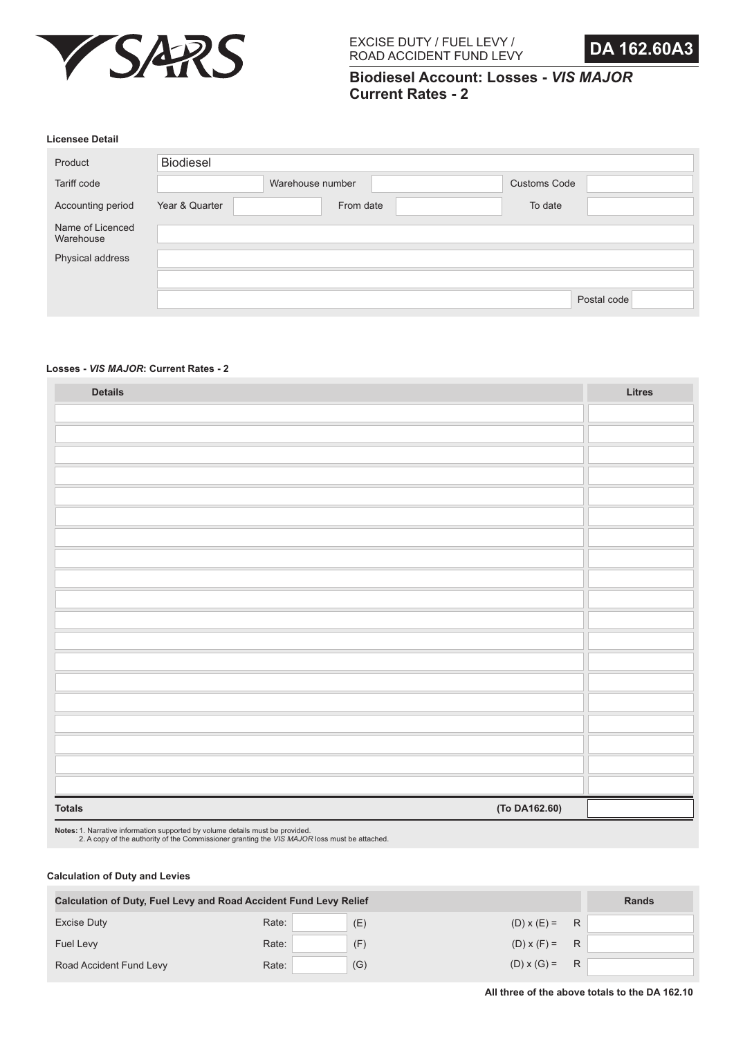SARS

EXCISE DUTY / FUEL LEVY / ROAD ACCIDENT FUND LEVY

**DA 162.60A3**

# Biodiesel Account: Losses - *VIS MAJOR* Current Rates - 2

### Licensee Detail

| | | | | | |
|---|---|---|---|---|---|
| Product | Biodiesel | | | | |
| Tariff code | | Warehouse number | | Customs Code | |
| Accounting period | Year & Quarter | | From date | | To date |
| Name of Licenced Warehouse | | | | | |
| Physical address | | | | | |
| | | | | | |
| | | | | Postal code | |

### Losses - *VIS MAJOR*: Current Rates - 2

| Details | Litres |
|---|---|
| | |
| | |
| | |
| | |
| | |
| | |
| | |
| | |
| | |
| | |
| | |
| | |
| | |
| | |
| | |
| | |
| | |
| | |
| | |
| **Totals** **(To DA162.60)** | |

**Notes:** 1. Narrative information supported by volume details must be provided.
2. A copy of the authority of the Commissioner granting the *VIS MAJOR* loss must be attached.

### Calculation of Duty and Levies

| Calculation of Duty, Fuel Levy and Road Accident Fund Levy Relief | | | | | Rands |
|---|---|---|---|---|---|
| Excise Duty | Rate: | | (E) | (D) x (E) = R | |
| Fuel Levy | Rate: | | (F) | (D) x (F) = R | |
| Road Accident Fund Levy | Rate: | | (G) | (D) x (G) = R | |

**All three of the above totals to the DA 162.10**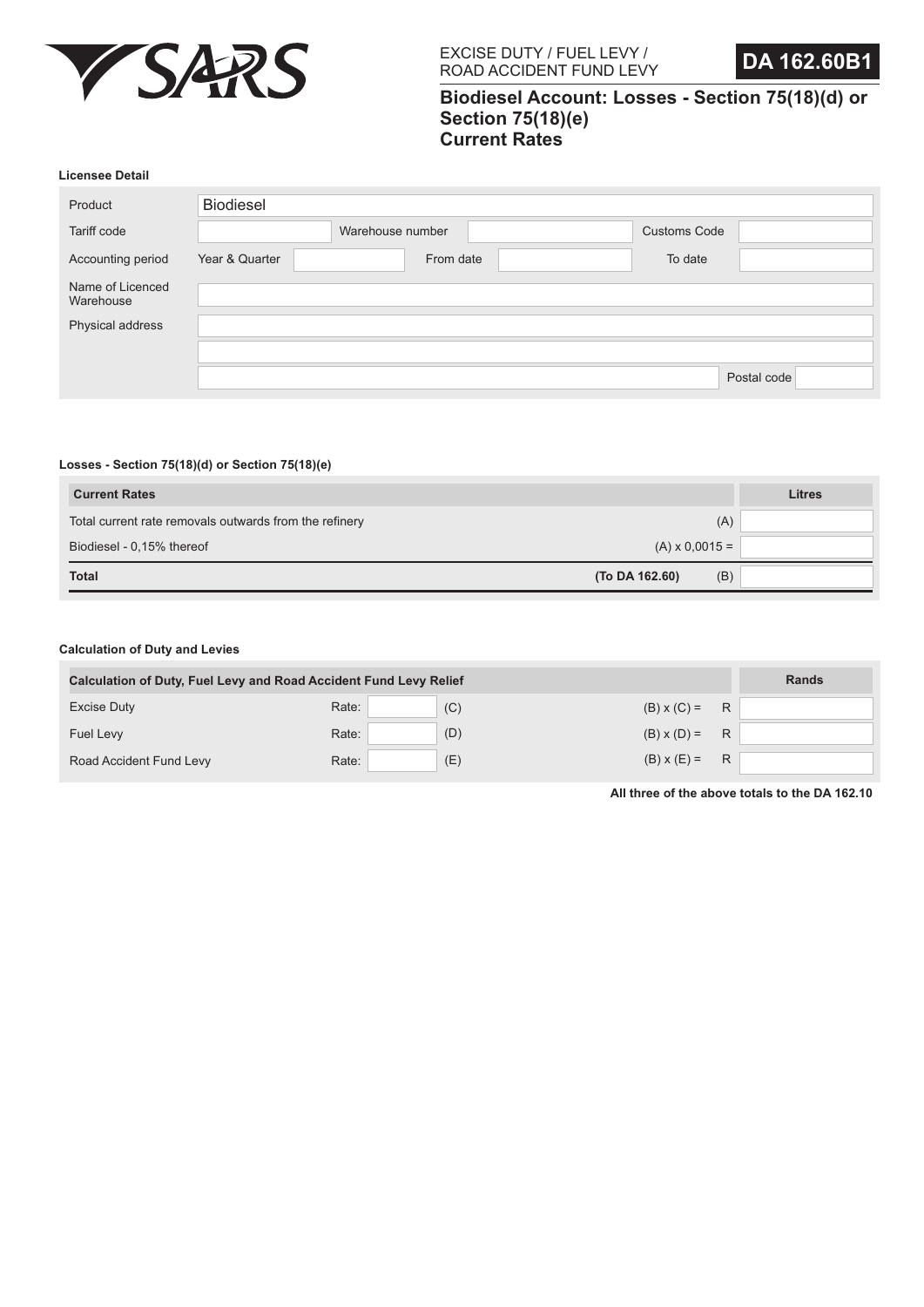SARS

EXCISE DUTY / FUEL LEVY / ROAD ACCIDENT FUND LEVY

**DA 162.60B1**

# Biodiesel Account: Losses - Section 75(18)(d) or Section 75(18)(e) Current Rates

### Licensee Detail

| | | | | | |
|---|---|---|---|---|---|
| Product | Biodiesel | | | | |
| Tariff code | | Warehouse number | | Customs Code | |
| Accounting period | Year & Quarter | | From date | | To date |
| Name of Licenced Warehouse | | | | | |
| Physical address | | | | | |
| | | | | | |
| | | | | Postal code | |

### Losses - Section 75(18)(d) or Section 75(18)(e)

| Current Rates | | Litres |
|---|---|---|
| Total current rate removals outwards from the refinery | (A) | |
| Biodiesel - 0,15% thereof | (A) x 0,0015 = | |
| **Total** | **(To DA 162.60)** (B) | |

### Calculation of Duty and Levies

| Calculation of Duty, Fuel Levy and Road Accident Fund Levy Relief | | | | Rands |
|---|---|---|---|---|
| Excise Duty | Rate: | (C) | (B) x (C) = R | |
| Fuel Levy | Rate: | (D) | (B) x (D) = R | |
| Road Accident Fund Levy | Rate: | (E) | (B) x (E) = R | |

**All three of the above totals to the DA 162.10**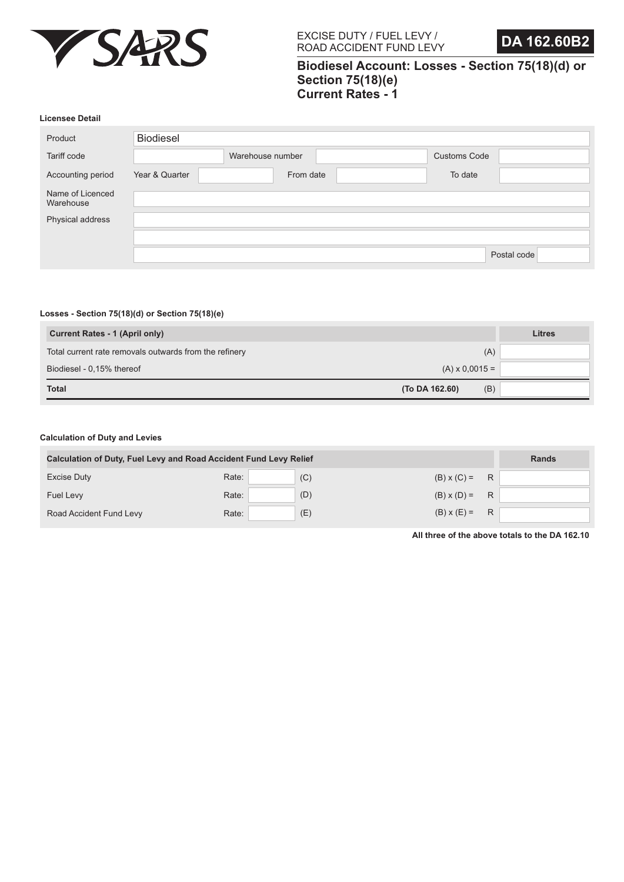SARS

EXCISE DUTY / FUEL LEVY / ROAD ACCIDENT FUND LEVY

**DA 162.60B2**

# Biodiesel Account: Losses - Section 75(18)(d) or Section 75(18)(e) Current Rates - 1

### Licensee Detail

| | | | | | |
|---|---|---|---|---|---|
| Product | Biodiesel | | | | |
| Tariff code | | Warehouse number | | Customs Code | |
| Accounting period | Year & Quarter | | From date | | To date |
| Name of Licenced Warehouse | | | | | |
| Physical address | | | | | |
| | | | | | |
| | | | | Postal code | |

### Losses - Section 75(18)(d) or Section 75(18)(e)

| Current Rates - 1 (April only) | | Litres |
|---|---|---|
| Total current rate removals outwards from the refinery | (A) | |
| Biodiesel - 0,15% thereof | (A) x 0,0015 = | |
| **Total** | **(To DA 162.60)** (B) | |

### Calculation of Duty and Levies

| Calculation of Duty, Fuel Levy and Road Accident Fund Levy Relief | | | | Rands |
|---|---|---|---|---|
| Excise Duty | Rate: | (C) | (B) x (C) = R | |
| Fuel Levy | Rate: | (D) | (B) x (D) = R | |
| Road Accident Fund Levy | Rate: | (E) | (B) x (E) = R | |

**All three of the above totals to the DA 162.10**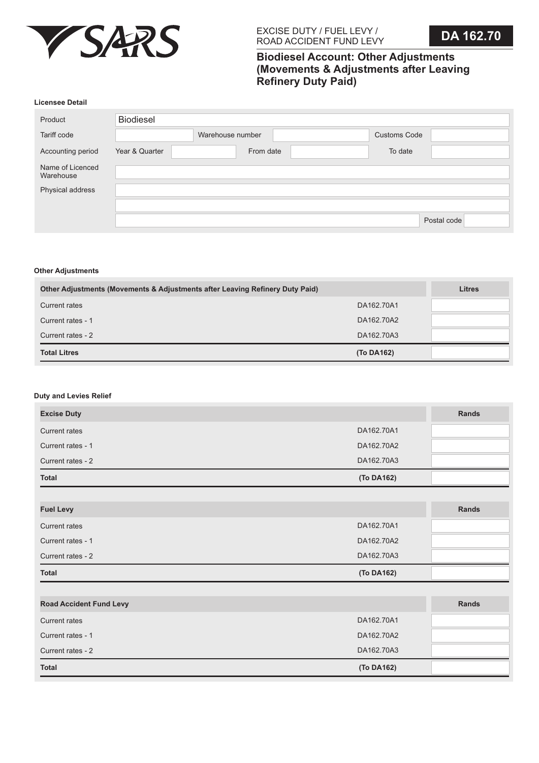SARS

EXCISE DUTY / FUEL LEVY / ROAD ACCIDENT FUND LEVY

**DA 162.70**

## Biodiesel Account: Other Adjustments (Movements & Adjustments after Leaving Refinery Duty Paid)

### Licensee Detail

| | | | | | |
|---|---|---|---|---|---|
| Product | Biodiesel | | | | |
| Tariff code | | Warehouse number | | Customs Code | |
| Accounting period | Year & Quarter | | From date | | To date |
| Name of Licenced Warehouse | | | | | |
| Physical address | | | | | |
| | | | | | |
| | | | | Postal code | |

### Other Adjustments

| Other Adjustments (Movements & Adjustments after Leaving Refinery Duty Paid) | | Litres |
|---|---|---|
| Current rates | DA162.70A1 | |
| Current rates - 1 | DA162.70A2 | |
| Current rates - 2 | DA162.70A3 | |
| **Total Litres** | **(To DA162)** | |

### Duty and Levies Relief

| **Excise Duty** | | **Rands** |
|---|---|---|
| Current rates | DA162.70A1 | |
| Current rates - 1 | DA162.70A2 | |
| Current rates - 2 | DA162.70A3 | |
| **Total** | **(To DA162)** | |

| **Fuel Levy** | | **Rands** |
|---|---|---|
| Current rates | DA162.70A1 | |
| Current rates - 1 | DA162.70A2 | |
| Current rates - 2 | DA162.70A3 | |
| **Total** | **(To DA162)** | |

| **Road Accident Fund Levy** | | **Rands** |
|---|---|---|
| Current rates | DA162.70A1 | |
| Current rates - 1 | DA162.70A2 | |
| Current rates - 2 | DA162.70A3 | |
| **Total** | **(To DA162)** | |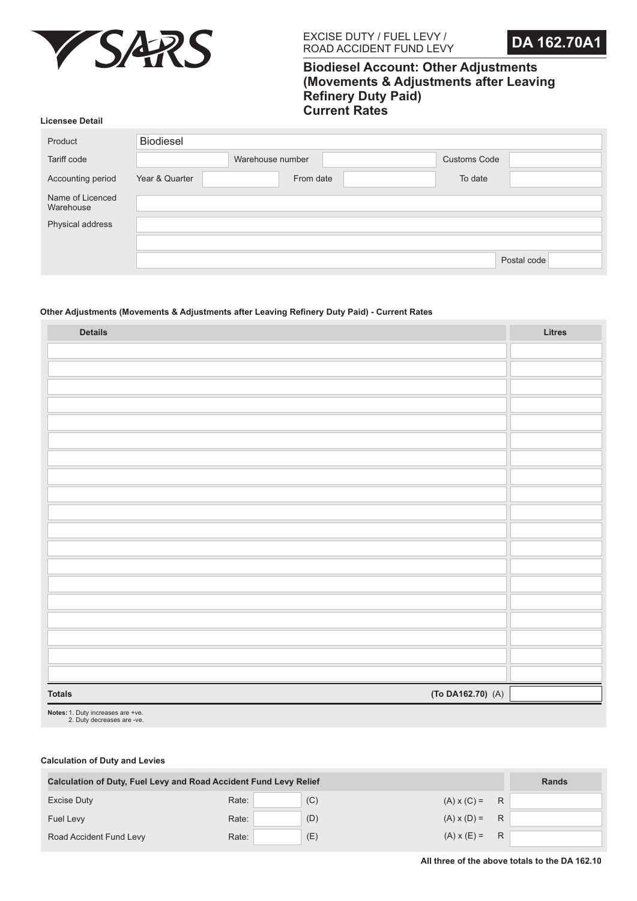SARS

EXCISE DUTY / FUEL LEVY / ROAD ACCIDENT FUND LEVY

**DA 162.70A1**

# Biodiesel Account: Other Adjustments (Movements & Adjustments after Leaving Refinery Duty Paid) Current Rates

**Licensee Detail**

| | | | | | |
|---|---|---|---|---|---|
| Product | Biodiesel | | | | |
| Tariff code | | Warehouse number | | Customs Code | |
| Accounting period | Year & Quarter | | From date | To date | |
| Name of Licenced Warehouse | | | | | |
| Physical address | | | | | |
| | | | | | |
| | | | | Postal code | |

**Other Adjustments (Movements & Adjustments after Leaving Refinery Duty Paid) - Current Rates**

| Details | Litres |
|---|---|
| | |
| | |
| | |
| | |
| | |
| | |
| | |
| | |
| | |
| | |
| | |
| | |
| | |
| | |
| | |
| | |
| | |
| | |
| | |
| **Totals** **(To DA162.70)** (A) | |

**Notes:** 1. Duty increases are +ve.
2. Duty decreases are -ve.

**Calculation of Duty and Levies**

| Calculation of Duty, Fuel Levy and Road Accident Fund Levy Relief | | | | | Rands |
|---|---|---|---|---|---|
| Excise Duty | Rate: | | (C) | (A) x (C) = R | |
| Fuel Levy | Rate: | | (D) | (A) x (D) = R | |
| Road Accident Fund Levy | Rate: | | (E) | (A) x (E) = R | |

**All three of the above totals to the DA 162.10**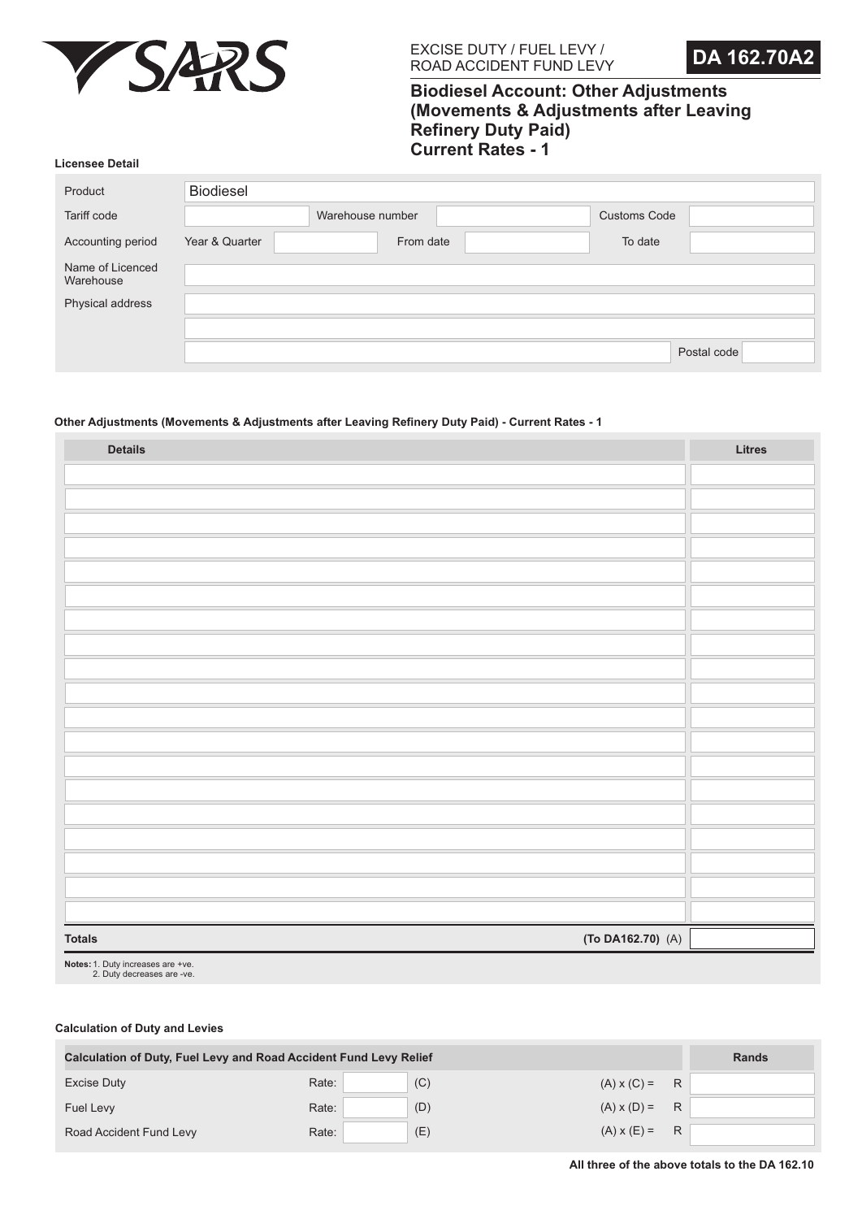SARS

EXCISE DUTY / FUEL LEVY / ROAD ACCIDENT FUND LEVY

**DA 162.70A2**

# Biodiesel Account: Other Adjustments (Movements & Adjustments after Leaving Refinery Duty Paid) Current Rates - 1

**Licensee Detail**

| | | | | | |
|---|---|---|---|---|---|
| Product | Biodiesel | | | | |
| Tariff code | | Warehouse number | | Customs Code | |
| Accounting period | Year & Quarter | | From date | | To date |
| Name of Licenced Warehouse | | | | | |
| Physical address | | | | | |
| | | | | | |
| | | | | Postal code | |

**Other Adjustments (Movements & Adjustments after Leaving Refinery Duty Paid) - Current Rates - 1**

| Details | Litres |
|---|---|
| | |
| | |
| | |
| | |
| | |
| | |
| | |
| | |
| | |
| | |
| | |
| | |
| | |
| | |
| | |
| | |
| | |
| | |
| | |
| **Totals** **(To DA162.70)** (A) | |

**Notes:** 1. Duty increases are +ve.
2. Duty decreases are -ve.

**Calculation of Duty and Levies**

| Calculation of Duty, Fuel Levy and Road Accident Fund Levy Relief | | | | | Rands |
|---|---|---|---|---|---|
| Excise Duty | Rate: | | (C) | (A) x (C) = R | |
| Fuel Levy | Rate: | | (D) | (A) x (D) = R | |
| Road Accident Fund Levy | Rate: | | (E) | (A) x (E) = R | |

**All three of the above totals to the DA 162.10**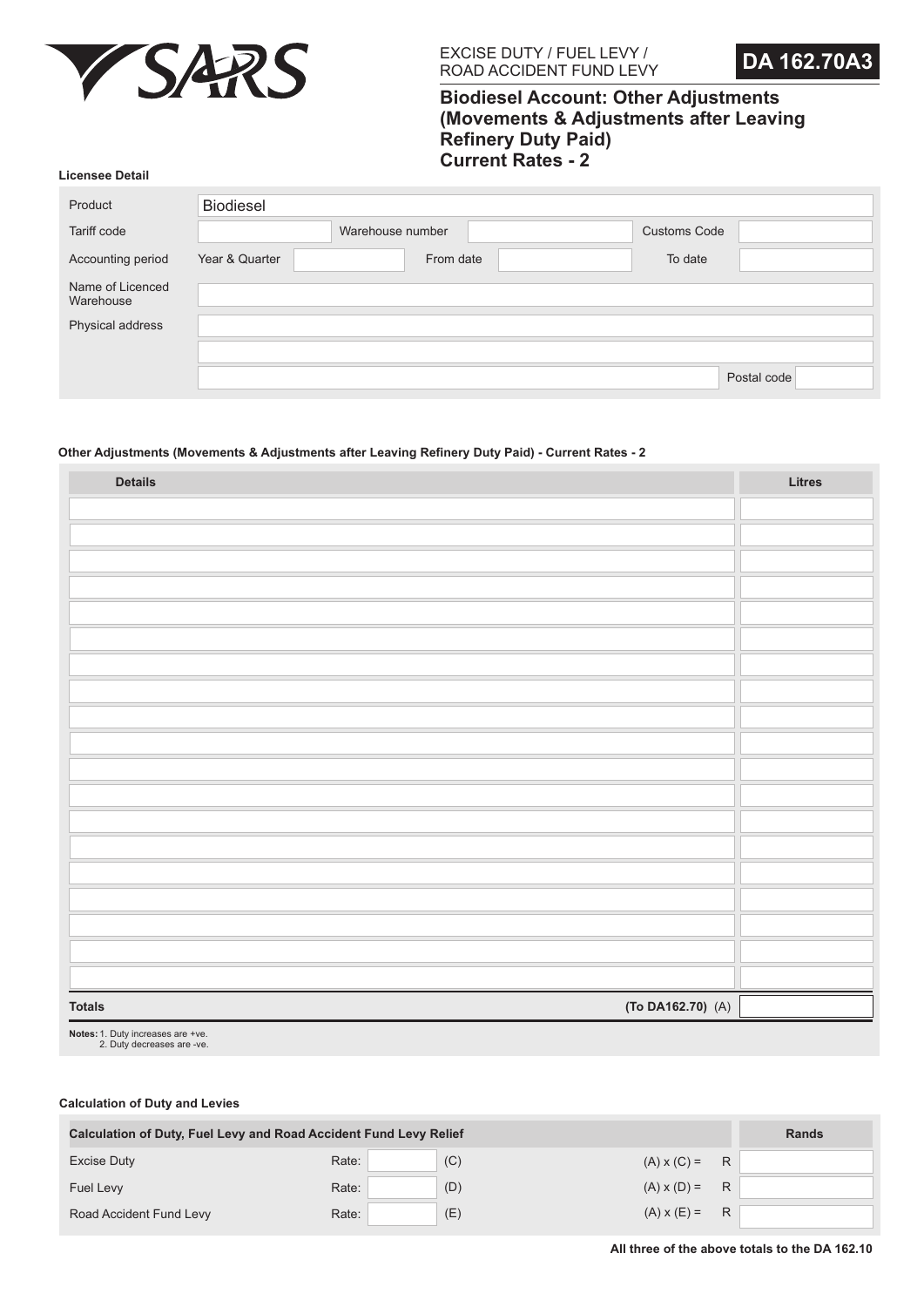SARS

EXCISE DUTY / FUEL LEVY / ROAD ACCIDENT FUND LEVY

**DA 162.70A3**

## Biodiesel Account: Other Adjustments (Movements & Adjustments after Leaving Refinery Duty Paid) Current Rates - 2

### Licensee Detail

| | | | | | |
|---|---|---|---|---|---|
| Product | Biodiesel | | | | |
| Tariff code | | Warehouse number | | Customs Code | |
| Accounting period | Year & Quarter | | From date | | To date |
| Name of Licenced Warehouse | | | | | |
| Physical address | | | | | |
| | | | | | |
| | | | | Postal code | |

### Other Adjustments (Movements & Adjustments after Leaving Refinery Duty Paid) - Current Rates - 2

| Details | Litres |
|---|---|
| | |
| | |
| | |
| | |
| | |
| | |
| | |
| | |
| | |
| | |
| | |
| | |
| | |
| | |
| | |
| | |
| | |
| | |
| | |
| **Totals** **(To DA162.70)** (A) | |

**Notes:** 1. Duty increases are +ve.
2. Duty decreases are -ve.

### Calculation of Duty and Levies

| **Calculation of Duty, Fuel Levy and Road Accident Fund Levy Relief** | | | | | **Rands** |
|---|---|---|---|---|---|
| Excise Duty | Rate: | | (C) | (A) x (C) = R | |
| Fuel Levy | Rate: | | (D) | (A) x (D) = R | |
| Road Accident Fund Levy | Rate: | | (E) | (A) x (E) = R | |

**All three of the above totals to the DA 162.10**